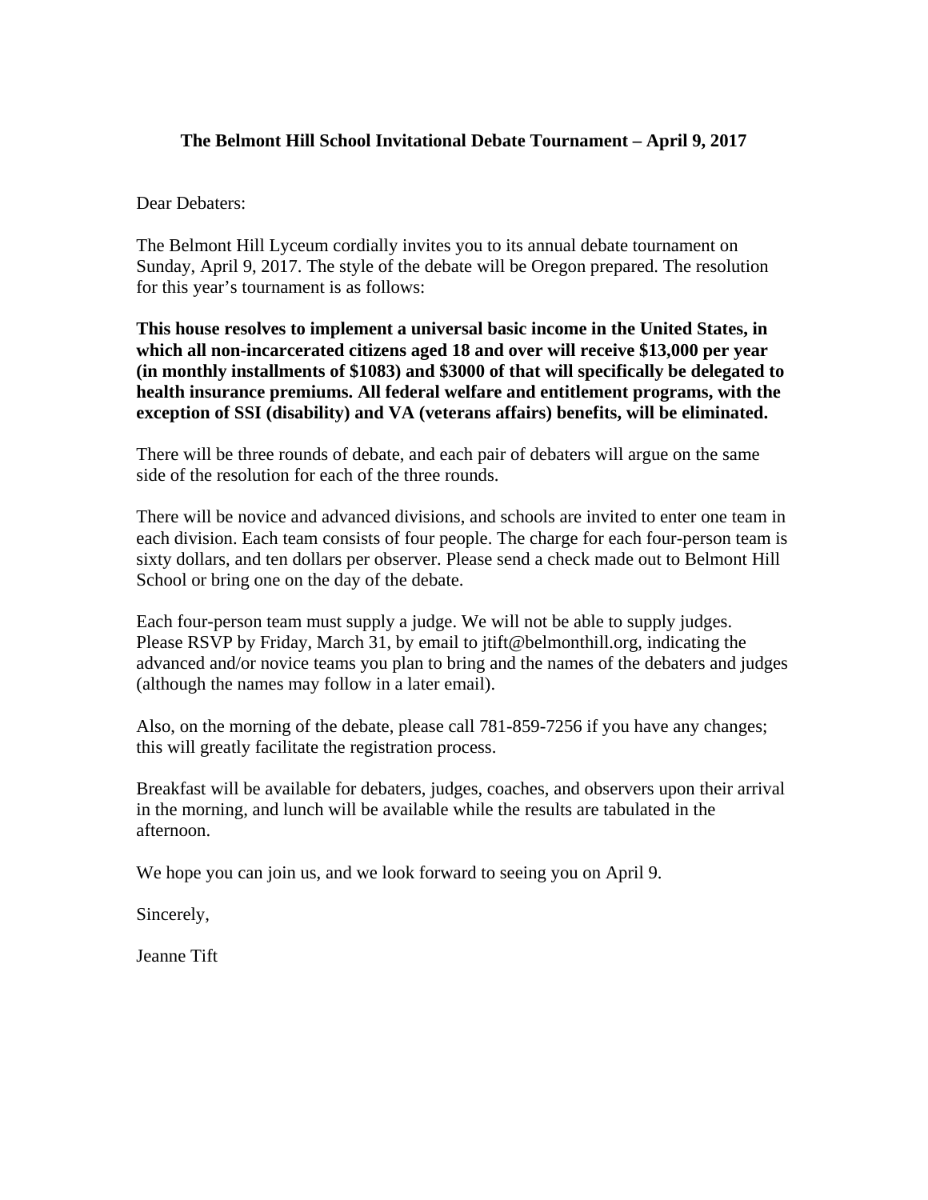**The Belmont Hill School Invitational Debate Tournament – April 9, 2017**

Dear Debaters:

The Belmont Hill Lyceum cordially invites you to its annual debate tournament on Sunday, April 9, 2017. The style of the debate will be Oregon prepared. The resolution for this year's tournament is as follows:

**This house resolves to implement a universal basic income in the United States, in which all non-incarcerated citizens aged 18 and over will receive $13,000 per year (in monthly installments of $1083) and $3000 of that will specifically be delegated to health insurance premiums. All federal welfare and entitlement programs, with the exception of SSI (disability) and VA (veterans affairs) benefits, will be eliminated.**

There will be three rounds of debate, and each pair of debaters will argue on the same side of the resolution for each of the three rounds.

There will be novice and advanced divisions, and schools are invited to enter one team in each division. Each team consists of four people. The charge for each four-person team is sixty dollars, and ten dollars per observer. Please send a check made out to Belmont Hill School or bring one on the day of the debate.

Each four-person team must supply a judge. We will not be able to supply judges. Please RSVP by Friday, March 31, by email to jtift@belmonthill.org, indicating the advanced and/or novice teams you plan to bring and the names of the debaters and judges (although the names may follow in a later email).

Also, on the morning of the debate, please call 781-859-7256 if you have any changes; this will greatly facilitate the registration process.

Breakfast will be available for debaters, judges, coaches, and observers upon their arrival in the morning, and lunch will be available while the results are tabulated in the afternoon.

We hope you can join us, and we look forward to seeing you on April 9.

Sincerely,

Jeanne Tift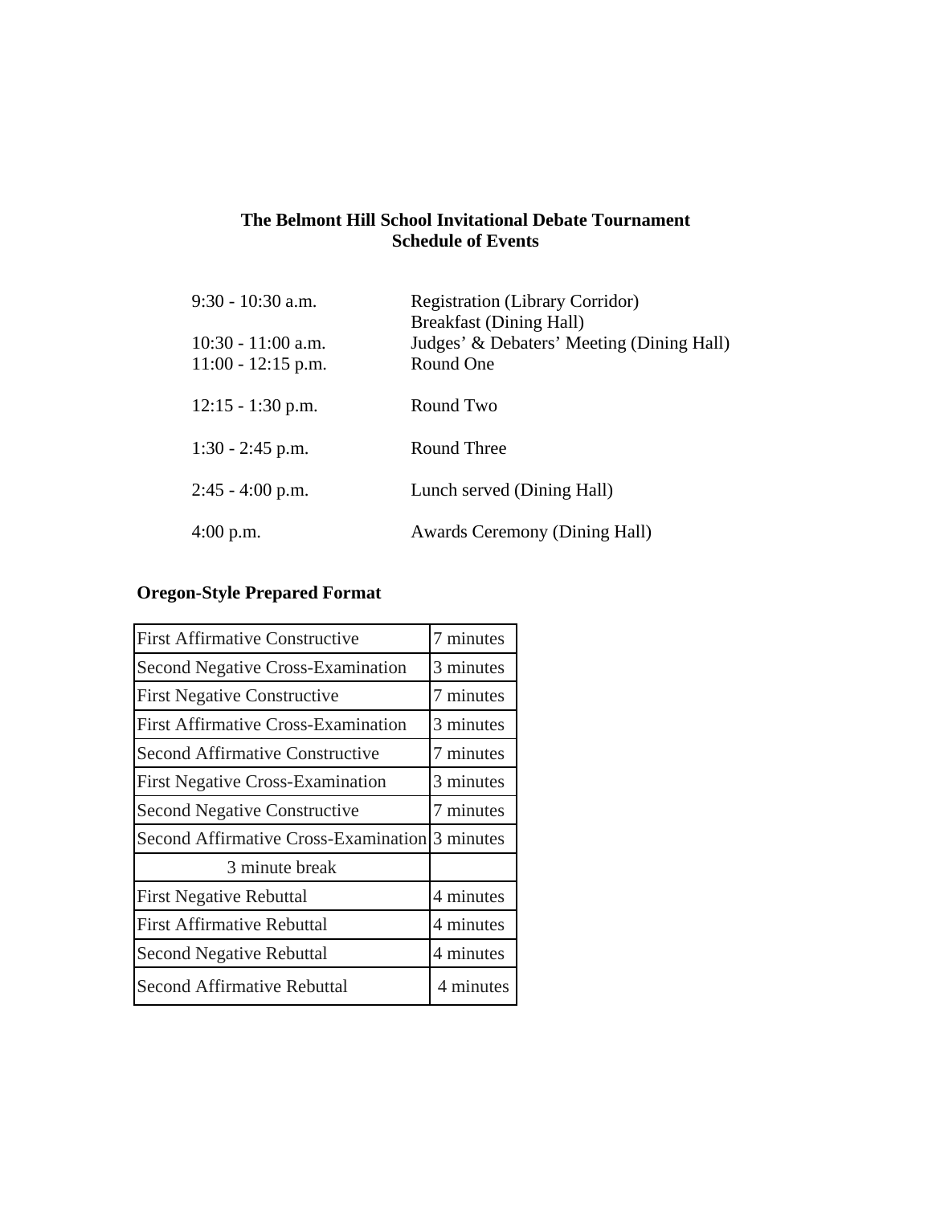**The Belmont Hill School Invitational Debate Tournament**
**Schedule of Events**

| | |
|---|---|
| 9:30 - 10:30 a.m. | Registration (Library Corridor)<br>Breakfast (Dining Hall) |
| 10:30 - 11:00 a.m. | Judges' & Debaters' Meeting (Dining Hall) |
| 11:00 - 12:15 p.m. | Round One |
| 12:15 - 1:30 p.m. | Round Two |
| 1:30 - 2:45 p.m. | Round Three |
| 2:45 - 4:00 p.m. | Lunch served (Dining Hall) |
| 4:00 p.m. | Awards Ceremony (Dining Hall) |

**Oregon-Style Prepared Format**

| | |
|---|---|
| First Affirmative Constructive | 7 minutes |
| Second Negative Cross-Examination | 3 minutes |
| First Negative Constructive | 7 minutes |
| First Affirmative Cross-Examination | 3 minutes |
| Second Affirmative Constructive | 7 minutes |
| First Negative Cross-Examination | 3 minutes |
| Second Negative Constructive | 7 minutes |
| Second Affirmative Cross-Examination | 3 minutes |
| 3 minute break | |
| First Negative Rebuttal | 4 minutes |
| First Affirmative Rebuttal | 4 minutes |
| Second Negative Rebuttal | 4 minutes |
| Second Affirmative Rebuttal | 4 minutes |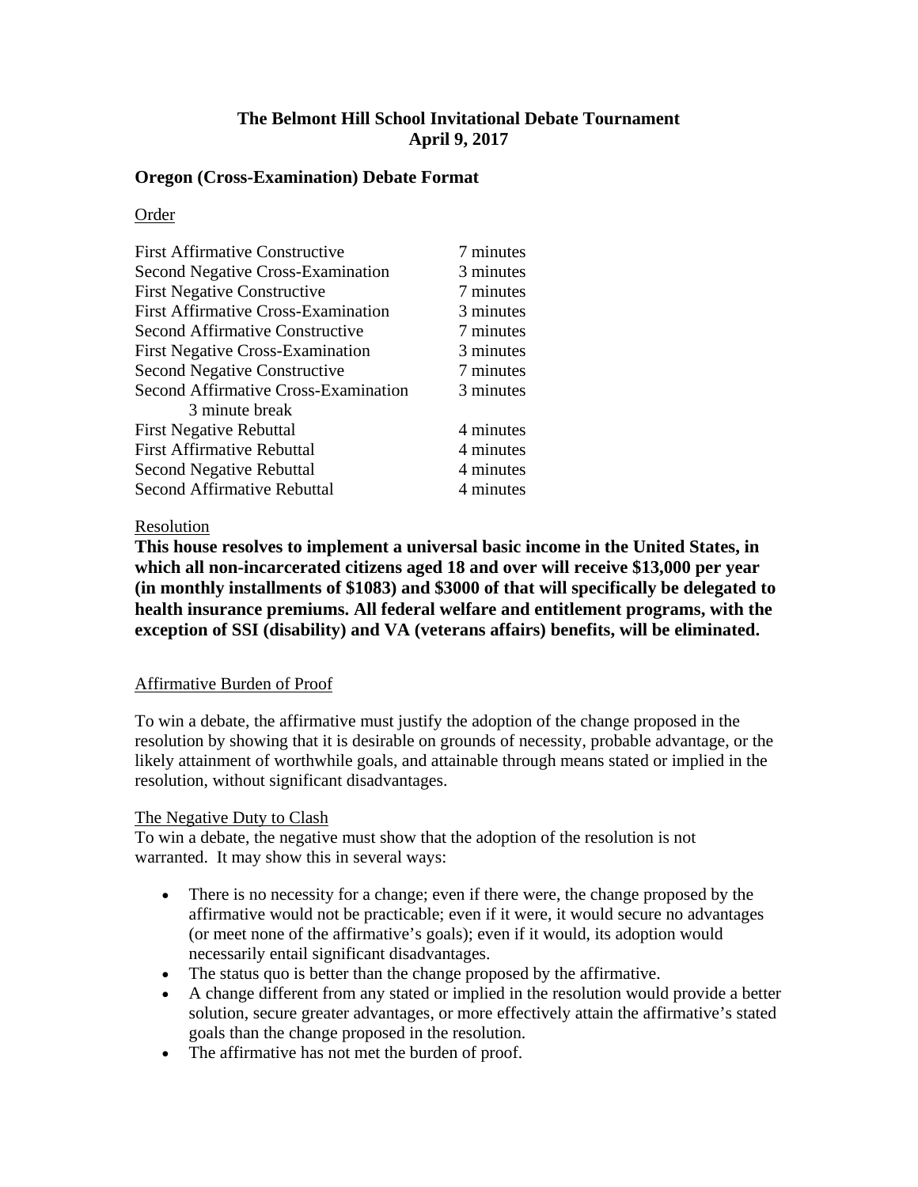**The Belmont Hill School Invitational Debate Tournament**
**April 9, 2017**

### Oregon (Cross-Examination) Debate Format

Order

| | |
|---|---|
| First Affirmative Constructive | 7 minutes |
| Second Negative Cross-Examination | 3 minutes |
| First Negative Constructive | 7 minutes |
| First Affirmative Cross-Examination | 3 minutes |
| Second Affirmative Constructive | 7 minutes |
| First Negative Cross-Examination | 3 minutes |
| Second Negative Constructive | 7 minutes |
| Second Affirmative Cross-Examination | 3 minutes |
| 3 minute break | |
| First Negative Rebuttal | 4 minutes |
| First Affirmative Rebuttal | 4 minutes |
| Second Negative Rebuttal | 4 minutes |
| Second Affirmative Rebuttal | 4 minutes |

Resolution

**This house resolves to implement a universal basic income in the United States, in which all non-incarcerated citizens aged 18 and over will receive $13,000 per year (in monthly installments of $1083) and $3000 of that will specifically be delegated to health insurance premiums. All federal welfare and entitlement programs, with the exception of SSI (disability) and VA (veterans affairs) benefits, will be eliminated.**

Affirmative Burden of Proof

To win a debate, the affirmative must justify the adoption of the change proposed in the resolution by showing that it is desirable on grounds of necessity, probable advantage, or the likely attainment of worthwhile goals, and attainable through means stated or implied in the resolution, without significant disadvantages.

The Negative Duty to Clash

To win a debate, the negative must show that the adoption of the resolution is not warranted. It may show this in several ways:

- There is no necessity for a change; even if there were, the change proposed by the affirmative would not be practicable; even if it were, it would secure no advantages (or meet none of the affirmative's goals); even if it would, its adoption would necessarily entail significant disadvantages.
- The status quo is better than the change proposed by the affirmative.
- A change different from any stated or implied in the resolution would provide a better solution, secure greater advantages, or more effectively attain the affirmative's stated goals than the change proposed in the resolution.
- The affirmative has not met the burden of proof.